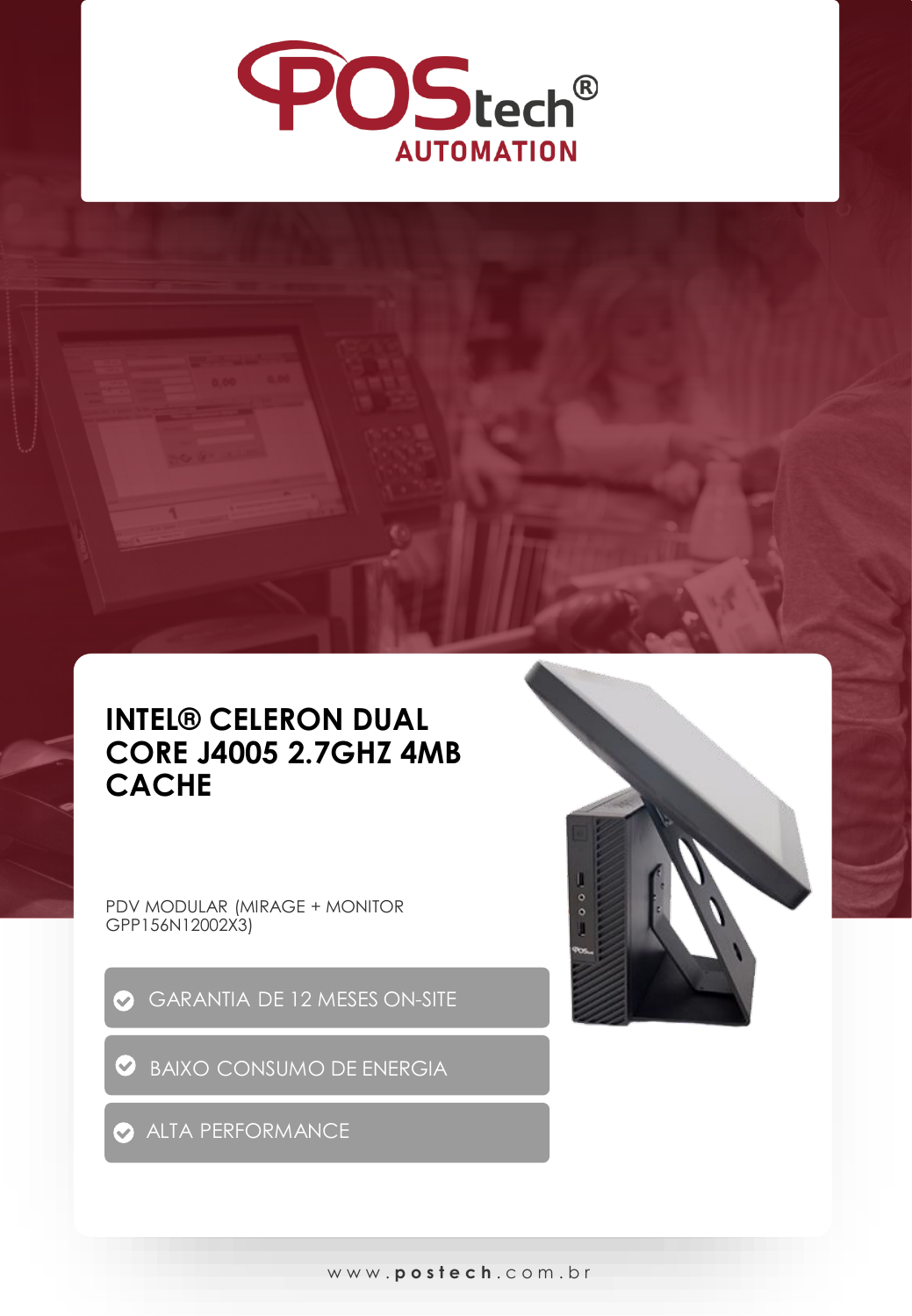POStech®
AUTOMATION

# INTEL® CELERON DUAL CORE J4005 2.7GHZ 4MB CACHE

PDV MODULAR (MIRAGE + MONITOR GPP156N12002X3)

- GARANTIA DE 12 MESES ON-SITE
- BAIXO CONSUMO DE ENERGIA
- ALTA PERFORMANCE

www.postech.com.br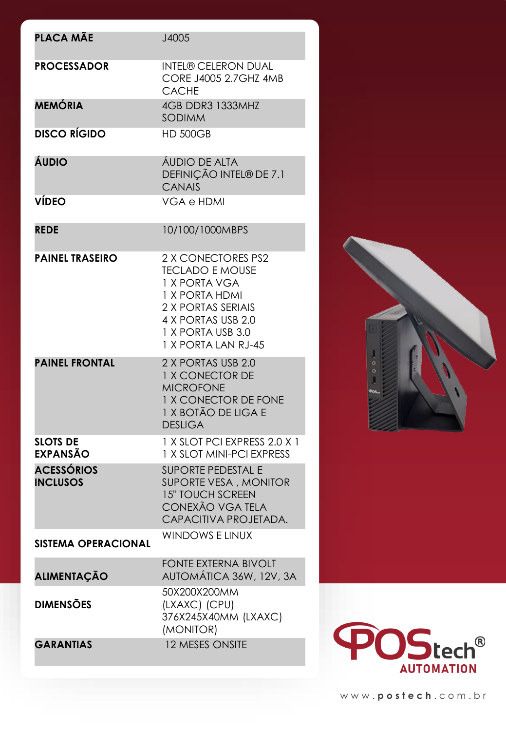| | |
|---|---|
| **PLACA MÃE** | J4005 |
| **PROCESSADOR** | INTEL® CELERON DUAL CORE J4005 2.7GHZ 4MB CACHE |
| **MEMÓRIA** | 4GB DDR3 1333MHZ SODIMM |
| **DISCO RÍGIDO** | HD 500GB |
| **ÁUDIO** | ÁUDIO DE ALTA DEFINIÇÃO INTEL® DE 7.1 CANAIS |
| **VÍDEO** | VGA e HDMI |
| **REDE** | 10/100/1000MBPS |
| **PAINEL TRASEIRO** | 2 X CONECTORES PS2 TECLADO E MOUSE<br>1 X PORTA VGA<br>1 X PORTA HDMI<br>2 X PORTAS SERIAIS<br>4 X PORTAS USB 2.0<br>1 X PORTA USB 3.0<br>1 X PORTA LAN RJ-45 |
| **PAINEL FRONTAL** | 2 X PORTAS USB 2.0<br>1 X CONECTOR DE MICROFONE<br>1 X CONECTOR DE FONE<br>1 X BOTÃO DE LIGA E DESLIGA |
| **SLOTS DE EXPANSÃO** | 1 X SLOT PCI EXPRESS 2.0 X 1<br>1 X SLOT MINI-PCI EXPRESS |
| **ACESSÓRIOS INCLUSOS** | SUPORTE PEDESTAL E SUPORTE VESA , MONITOR 15" TOUCH SCREEN CONEXÃO VGA TELA CAPACITIVA PROJETADA. |
| **SISTEMA OPERACIONAL** | WINDOWS E LINUX |
| **ALIMENTAÇÃO** | FONTE EXTERNA BIVOLT AUTOMÁTICA 36W, 12V, 3A |
| **DIMENSÕES** | 50X200X200MM (LXAXC) (CPU)<br>376X245X40MM (LXAXC) (MONITOR) |
| **GARANTIAS** | 12 MESES ONSITE |

POStech® AUTOMATION

www.postech.com.br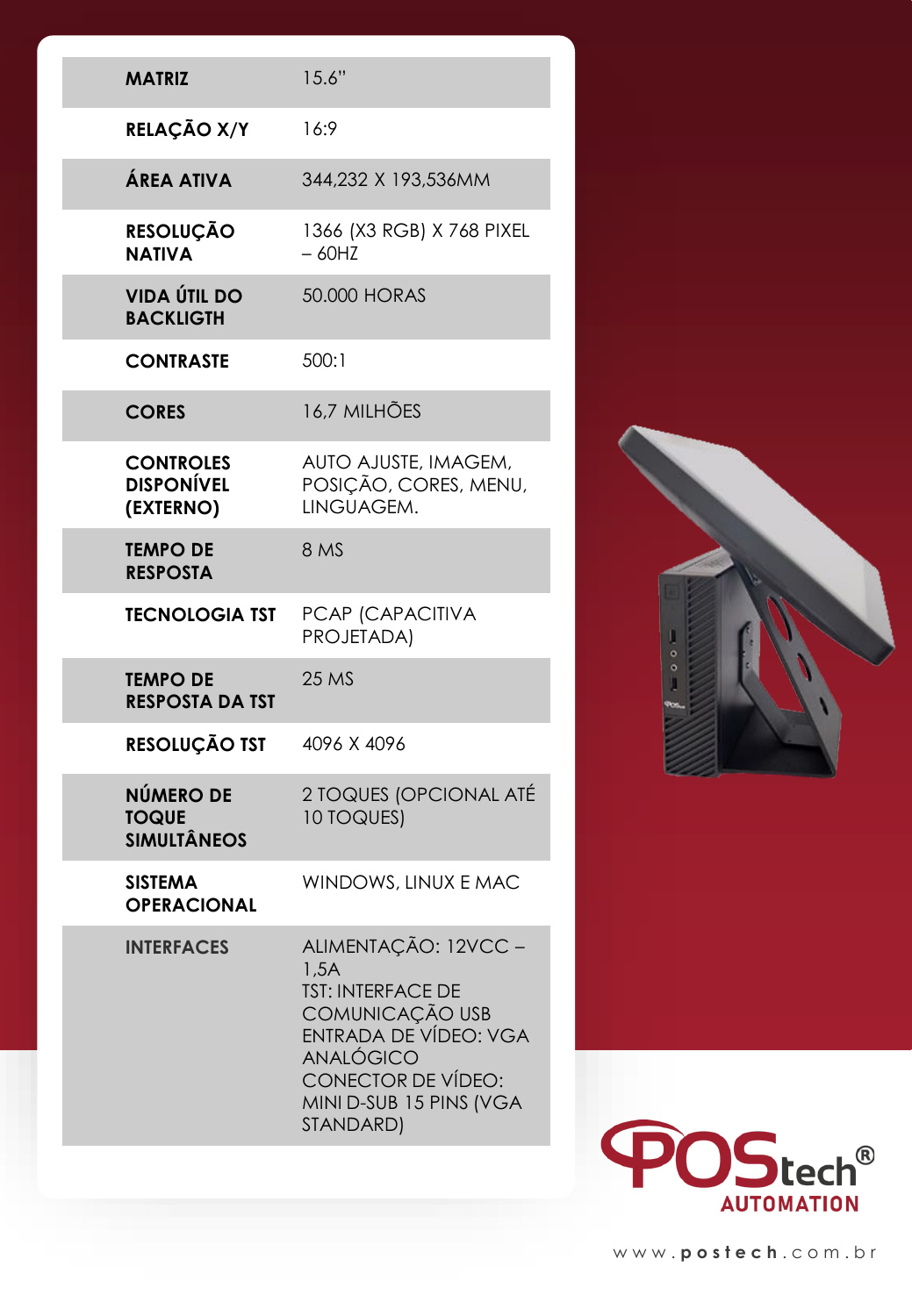| | |
|---|---|
| **MATRIZ** | 15.6" |
| **RELAÇÃO X/Y** | 16:9 |
| **ÁREA ATIVA** | 344,232 X 193,536MM |
| **RESOLUÇÃO NATIVA** | 1366 (X3 RGB) X 768 PIXEL – 60HZ |
| **VIDA ÚTIL DO BACKLIGTH** | 50.000 HORAS |
| **CONTRASTE** | 500:1 |
| **CORES** | 16,7 MILHÕES |
| **CONTROLES DISPONÍVEL (EXTERNO)** | AUTO AJUSTE, IMAGEM, POSIÇÃO, CORES, MENU, LINGUAGEM. |
| **TEMPO DE RESPOSTA** | 8 MS |
| **TECNOLOGIA TST** | PCAP (CAPACITIVA PROJETADA) |
| **TEMPO DE RESPOSTA DA TST** | 25 MS |
| **RESOLUÇÃO TST** | 4096 X 4096 |
| **NÚMERO DE TOQUE SIMULTÂNEOS** | 2 TOQUES (OPCIONAL ATÉ 10 TOQUES) |
| **SISTEMA OPERACIONAL** | WINDOWS, LINUX E MAC |
| **INTERFACES** | ALIMENTAÇÃO: 12VCC – 1,5A<br>TST: INTERFACE DE COMUNICAÇÃO USB<br>ENTRADA DE VÍDEO: VGA ANALÓGICO<br>CONECTOR DE VÍDEO: MINI D-SUB 15 PINS (VGA STANDARD) |

POStech® AUTOMATION

www.postech.com.br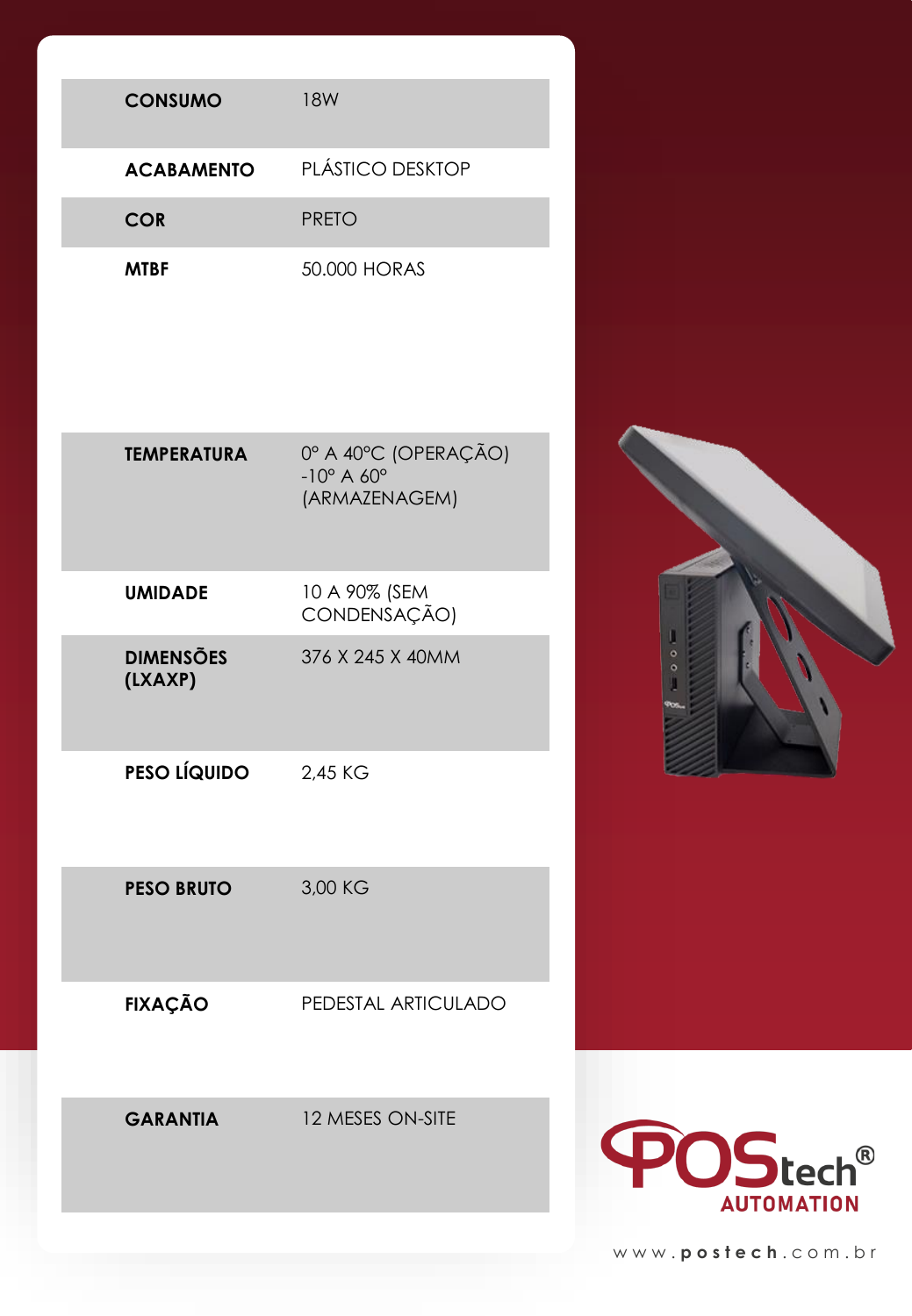| | |
|---|---|
| **CONSUMO** | 18W |
| **ACABAMENTO** | PLÁSTICO DESKTOP |
| **COR** | PRETO |
| **MTBF** | 50.000 HORAS |
| **TEMPERATURA** | 0° A 40°C (OPERAÇÃO) -10° A 60° (ARMAZENAGEM) |
| **UMIDADE** | 10 A 90% (SEM CONDENSAÇÃO) |
| **DIMENSÕES (LXAXP)** | 376 X 245 X 40MM |
| **PESO LÍQUIDO** | 2,45 KG |
| **PESO BRUTO** | 3,00 KG |
| **FIXAÇÃO** | PEDESTAL ARTICULADO |
| **GARANTIA** | 12 MESES ON-SITE |

POStech® AUTOMATION

www.postech.com.br